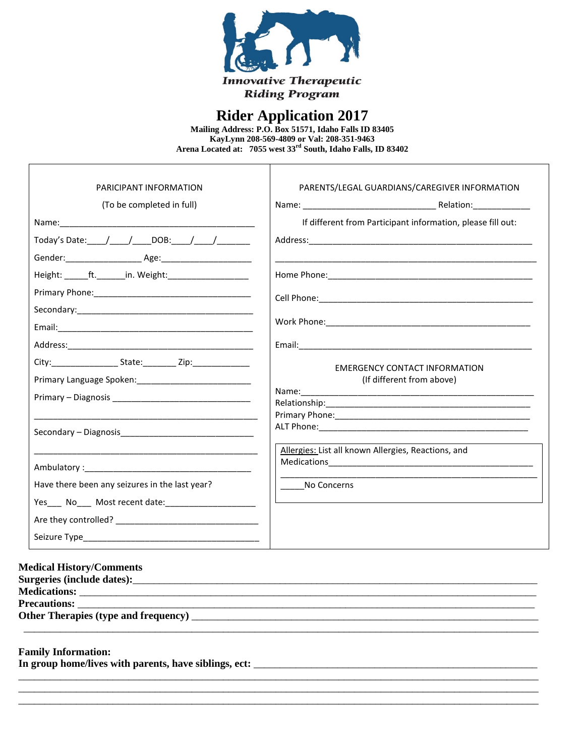Innovative Therapeutic Riding Program

# Rider Application 2017

**Mailing Address: P.O. Box 51571, Idaho Falls ID 83405**
**KayLynn 208-569-4809 or Val: 208-351-9463**
**Arena Located at: 7055 west 33rd South, Idaho Falls, ID 83402**

PARICIPANT INFORMATION

(To be completed in full)

Name:___________________________________________

Today's Date:____/____/____DOB:____/____/_______

Gender:________________ Age:___________________

Height: _____ft.______in. Weight:_________________

Primary Phone:___________________________________

Secondary:______________________________________

Email:__________________________________________

Address:________________________________________

City:______________ State:_______ Zip:____________

Primary Language Spoken:_________________________

Primary – Diagnosis _____________________________

_______________________________________________

Secondary – Diagnosis____________________________

_______________________________________________

Ambulatory :_____________________________________

Have there been any seizures in the last year?

Yes___ No___ Most recent date:___________________

Are they controlled? ______________________________

Seizure Type_____________________________________

PARENTS/LEGAL GUARDIANS/CAREGIVER INFORMATION

Name: ___________________________ Relation:____________

If different from Participant information, please fill out:

Address:_______________________________________________

_______________________________________________________

Home Phone:____________________________________________

Cell Phone:_____________________________________________

Work Phone:____________________________________________

Email:_________________________________________________

EMERGENCY CONTACT INFORMATION
(If different from above)

Name:__________________________________________________
Relationship:____________________________________________
Primary Phone:___________________________________________
ALT Phone:______________________________________________

Allergies: List all known Allergies, Reactions, and Medications__________________________________________

_______________________________________________________

_____No Concerns

**Medical History/Comments**
**Surgeries (include dates):**_____________________________________________________________
**Medications:** ____________________________________________________________________
**Precautions:** ____________________________________________________________________
**Other Therapies (type and frequency)** ______________________________________________
_______________________________________________________________________________

**Family Information:**
**In group home/lives with parents, have siblings, ect:** _____________________________________
_______________________________________________________________________________
_______________________________________________________________________________
_______________________________________________________________________________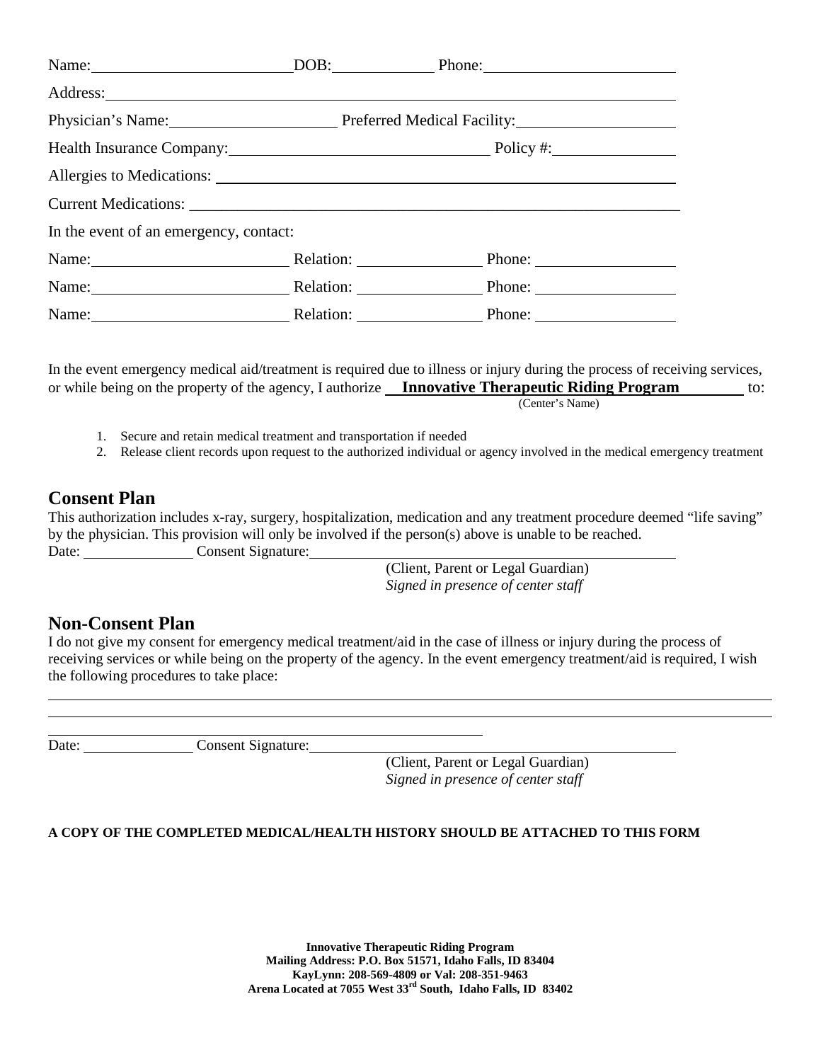Name: ______________________ DOB: ____________ Phone: ______________________

Address: ________________________________________________________________

Physician's Name: ____________________ Preferred Medical Facility: __________________

Health Insurance Company: ______________________________ Policy #: ______________

Allergies to Medications: __________________________________________________

Current Medications: ______________________________________________________

In the event of an emergency, contact:

Name: ______________________ Relation: ______________ Phone: ________________

Name: ______________________ Relation: ______________ Phone: ________________

Name: ______________________ Relation: ______________ Phone: ________________

In the event emergency medical aid/treatment is required due to illness or injury during the process of receiving services, or while being on the property of the agency, I authorize **Innovative Therapeutic Riding Program** to:
(Center's Name)

1. Secure and retain medical treatment and transportation if needed
2. Release client records upon request to the authorized individual or agency involved in the medical emergency treatment

## Consent Plan

This authorization includes x-ray, surgery, hospitalization, medication and any treatment procedure deemed "life saving" by the physician. This provision will only be involved if the person(s) above is unable to be reached.

Date: ______________ Consent Signature: ________________________________________

(Client, Parent or Legal Guardian)
*Signed in presence of center staff*

## Non-Consent Plan

I do not give my consent for emergency medical treatment/aid in the case of illness or injury during the process of receiving services or while being on the property of the agency. In the event emergency treatment/aid is required, I wish the following procedures to take place:

________________________________________________________________________________

________________________________________________________________________________

______________________________________________________

Date: ______________ Consent Signature: ________________________________________

(Client, Parent or Legal Guardian)
*Signed in presence of center staff*

**A COPY OF THE COMPLETED MEDICAL/HEALTH HISTORY SHOULD BE ATTACHED TO THIS FORM**

**Innovative Therapeutic Riding Program**
**Mailing Address: P.O. Box 51571, Idaho Falls, ID 83404**
**KayLynn: 208-569-4809 or Val: 208-351-9463**
**Arena Located at 7055 West 33rd South, Idaho Falls, ID 83402**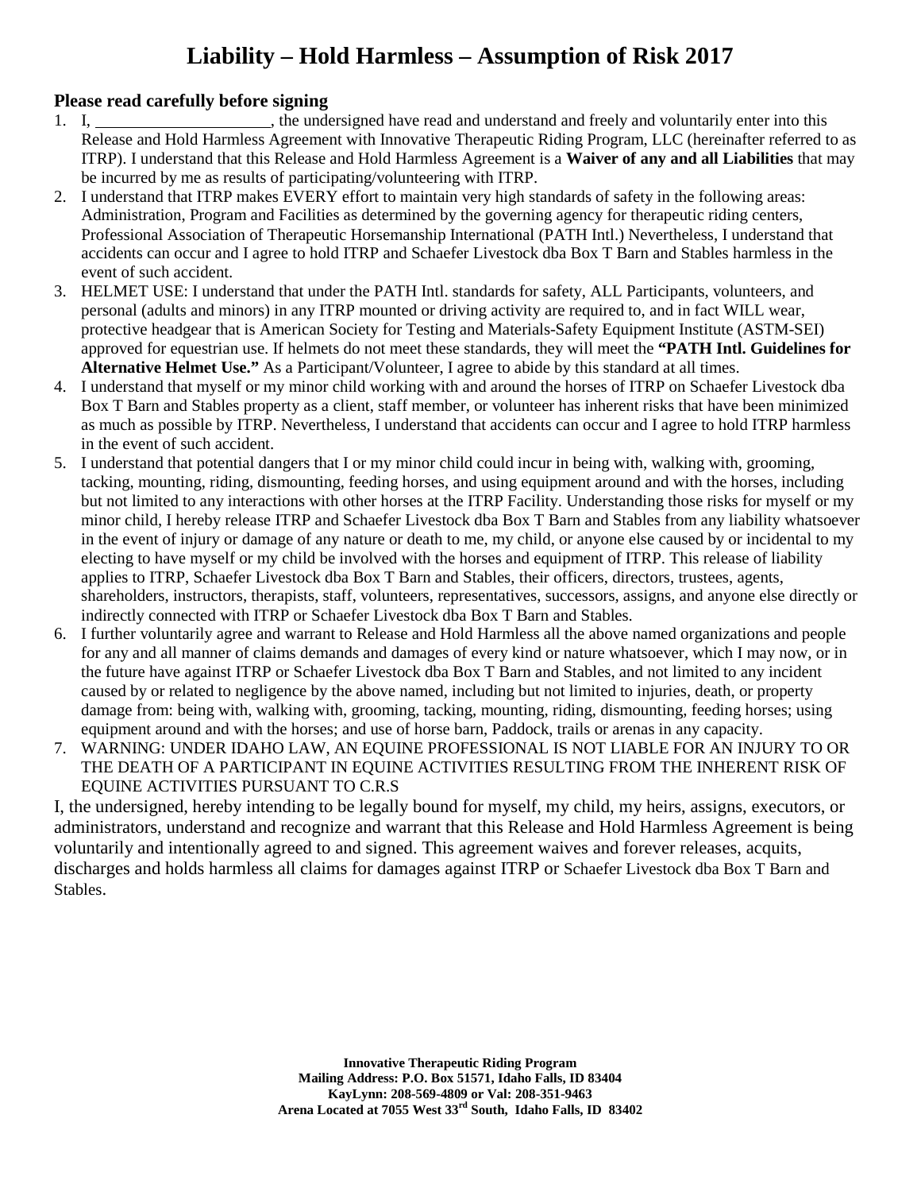# Liability – Hold Harmless – Assumption of Risk 2017

**Please read carefully before signing**

1. I, _____________________, the undersigned have read and understand and freely and voluntarily enter into this Release and Hold Harmless Agreement with Innovative Therapeutic Riding Program, LLC (hereinafter referred to as ITRP). I understand that this Release and Hold Harmless Agreement is a **Waiver of any and all Liabilities** that may be incurred by me as results of participating/volunteering with ITRP.
2. I understand that ITRP makes EVERY effort to maintain very high standards of safety in the following areas: Administration, Program and Facilities as determined by the governing agency for therapeutic riding centers, Professional Association of Therapeutic Horsemanship International (PATH Intl.) Nevertheless, I understand that accidents can occur and I agree to hold ITRP and Schaefer Livestock dba Box T Barn and Stables harmless in the event of such accident.
3. HELMET USE: I understand that under the PATH Intl. standards for safety, ALL Participants, volunteers, and personal (adults and minors) in any ITRP mounted or driving activity are required to, and in fact WILL wear, protective headgear that is American Society for Testing and Materials-Safety Equipment Institute (ASTM-SEI) approved for equestrian use. If helmets do not meet these standards, they will meet the **"PATH Intl. Guidelines for Alternative Helmet Use."** As a Participant/Volunteer, I agree to abide by this standard at all times.
4. I understand that myself or my minor child working with and around the horses of ITRP on Schaefer Livestock dba Box T Barn and Stables property as a client, staff member, or volunteer has inherent risks that have been minimized as much as possible by ITRP. Nevertheless, I understand that accidents can occur and I agree to hold ITRP harmless in the event of such accident.
5. I understand that potential dangers that I or my minor child could incur in being with, walking with, grooming, tacking, mounting, riding, dismounting, feeding horses, and using equipment around and with the horses, including but not limited to any interactions with other horses at the ITRP Facility. Understanding those risks for myself or my minor child, I hereby release ITRP and Schaefer Livestock dba Box T Barn and Stables from any liability whatsoever in the event of injury or damage of any nature or death to me, my child, or anyone else caused by or incidental to my electing to have myself or my child be involved with the horses and equipment of ITRP. This release of liability applies to ITRP, Schaefer Livestock dba Box T Barn and Stables, their officers, directors, trustees, agents, shareholders, instructors, therapists, staff, volunteers, representatives, successors, assigns, and anyone else directly or indirectly connected with ITRP or Schaefer Livestock dba Box T Barn and Stables.
6. I further voluntarily agree and warrant to Release and Hold Harmless all the above named organizations and people for any and all manner of claims demands and damages of every kind or nature whatsoever, which I may now, or in the future have against ITRP or Schaefer Livestock dba Box T Barn and Stables, and not limited to any incident caused by or related to negligence by the above named, including but not limited to injuries, death, or property damage from: being with, walking with, grooming, tacking, mounting, riding, dismounting, feeding horses; using equipment around and with the horses; and use of horse barn, Paddock, trails or arenas in any capacity.
7. WARNING: UNDER IDAHO LAW, AN EQUINE PROFESSIONAL IS NOT LIABLE FOR AN INJURY TO OR THE DEATH OF A PARTICIPANT IN EQUINE ACTIVITIES RESULTING FROM THE INHERENT RISK OF EQUINE ACTIVITIES PURSUANT TO C.R.S

I, the undersigned, hereby intending to be legally bound for myself, my child, my heirs, assigns, executors, or administrators, understand and recognize and warrant that this Release and Hold Harmless Agreement is being voluntarily and intentionally agreed to and signed. This agreement waives and forever releases, acquits, discharges and holds harmless all claims for damages against ITRP or Schaefer Livestock dba Box T Barn and Stables.

**Innovative Therapeutic Riding Program**
**Mailing Address: P.O. Box 51571, Idaho Falls, ID 83404**
**KayLynn: 208-569-4809 or Val: 208-351-9463**
**Arena Located at 7055 West 33rd South, Idaho Falls, ID 83402**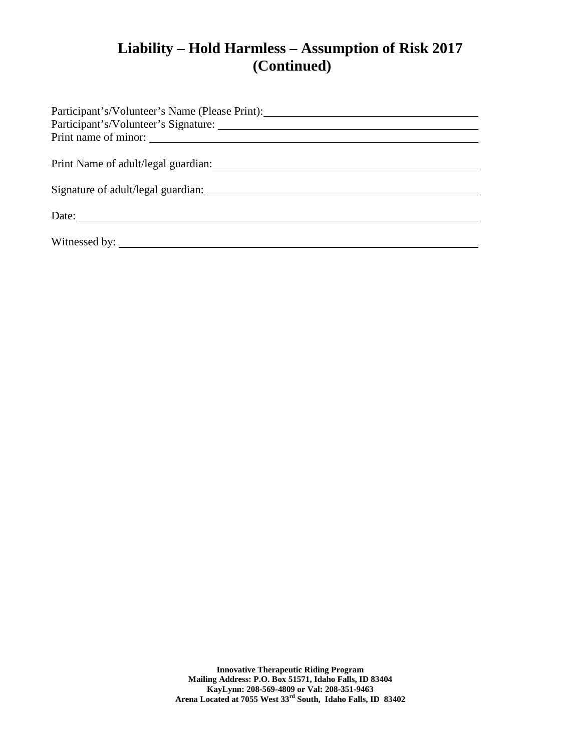# Liability – Hold Harmless – Assumption of Risk 2017 (Continued)

Participant's/Volunteer's Name (Please Print): ____________________________________

Participant's/Volunteer's Signature: ____________________________________

Print name of minor: ____________________________________

Print Name of adult/legal guardian: ____________________________________

Signature of adult/legal guardian: ____________________________________

Date: ____________________________________

Witnessed by: ____________________________________

**Innovative Therapeutic Riding Program**
**Mailing Address: P.O. Box 51571, Idaho Falls, ID 83404**
**KayLynn: 208-569-4809 or Val: 208-351-9463**
**Arena Located at 7055 West 33rd South, Idaho Falls, ID 83402**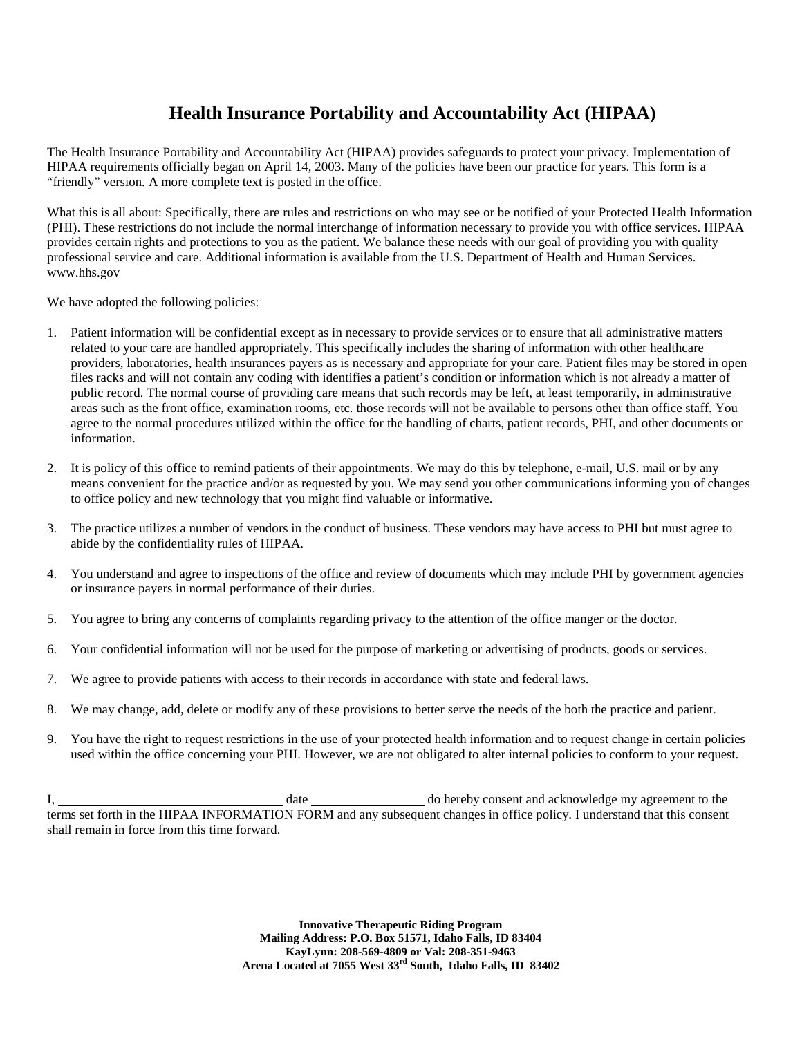# Health Insurance Portability and Accountability Act (HIPAA)

The Health Insurance Portability and Accountability Act (HIPAA) provides safeguards to protect your privacy. Implementation of HIPAA requirements officially began on April 14, 2003. Many of the policies have been our practice for years. This form is a "friendly" version. A more complete text is posted in the office.

What this is all about: Specifically, there are rules and restrictions on who may see or be notified of your Protected Health Information (PHI). These restrictions do not include the normal interchange of information necessary to provide you with office services. HIPAA provides certain rights and protections to you as the patient. We balance these needs with our goal of providing you with quality professional service and care. Additional information is available from the U.S. Department of Health and Human Services. www.hhs.gov

We have adopted the following policies:

1. Patient information will be confidential except as in necessary to provide services or to ensure that all administrative matters related to your care are handled appropriately. This specifically includes the sharing of information with other healthcare providers, laboratories, health insurances payers as is necessary and appropriate for your care. Patient files may be stored in open files racks and will not contain any coding with identifies a patient's condition or information which is not already a matter of public record. The normal course of providing care means that such records may be left, at least temporarily, in administrative areas such as the front office, examination rooms, etc. those records will not be available to persons other than office staff. You agree to the normal procedures utilized within the office for the handling of charts, patient records, PHI, and other documents or information.

2. It is policy of this office to remind patients of their appointments. We may do this by telephone, e-mail, U.S. mail or by any means convenient for the practice and/or as requested by you. We may send you other communications informing you of changes to office policy and new technology that you might find valuable or informative.

3. The practice utilizes a number of vendors in the conduct of business. These vendors may have access to PHI but must agree to abide by the confidentiality rules of HIPAA.

4. You understand and agree to inspections of the office and review of documents which may include PHI by government agencies or insurance payers in normal performance of their duties.

5. You agree to bring any concerns of complaints regarding privacy to the attention of the office manger or the doctor.

6. Your confidential information will not be used for the purpose of marketing or advertising of products, goods or services.

7. We agree to provide patients with access to their records in accordance with state and federal laws.

8. We may change, add, delete or modify any of these provisions to better serve the needs of the both the practice and patient.

9. You have the right to request restrictions in the use of your protected health information and to request change in certain policies used within the office concerning your PHI. However, we are not obligated to alter internal policies to conform to your request.

I, ______________________________ date ________________ do hereby consent and acknowledge my agreement to the terms set forth in the HIPAA INFORMATION FORM and any subsequent changes in office policy. I understand that this consent shall remain in force from this time forward.

**Innovative Therapeutic Riding Program**
**Mailing Address: P.O. Box 51571, Idaho Falls, ID 83404**
**KayLynn: 208-569-4809 or Val: 208-351-9463**
**Arena Located at 7055 West 33rd South, Idaho Falls, ID 83402**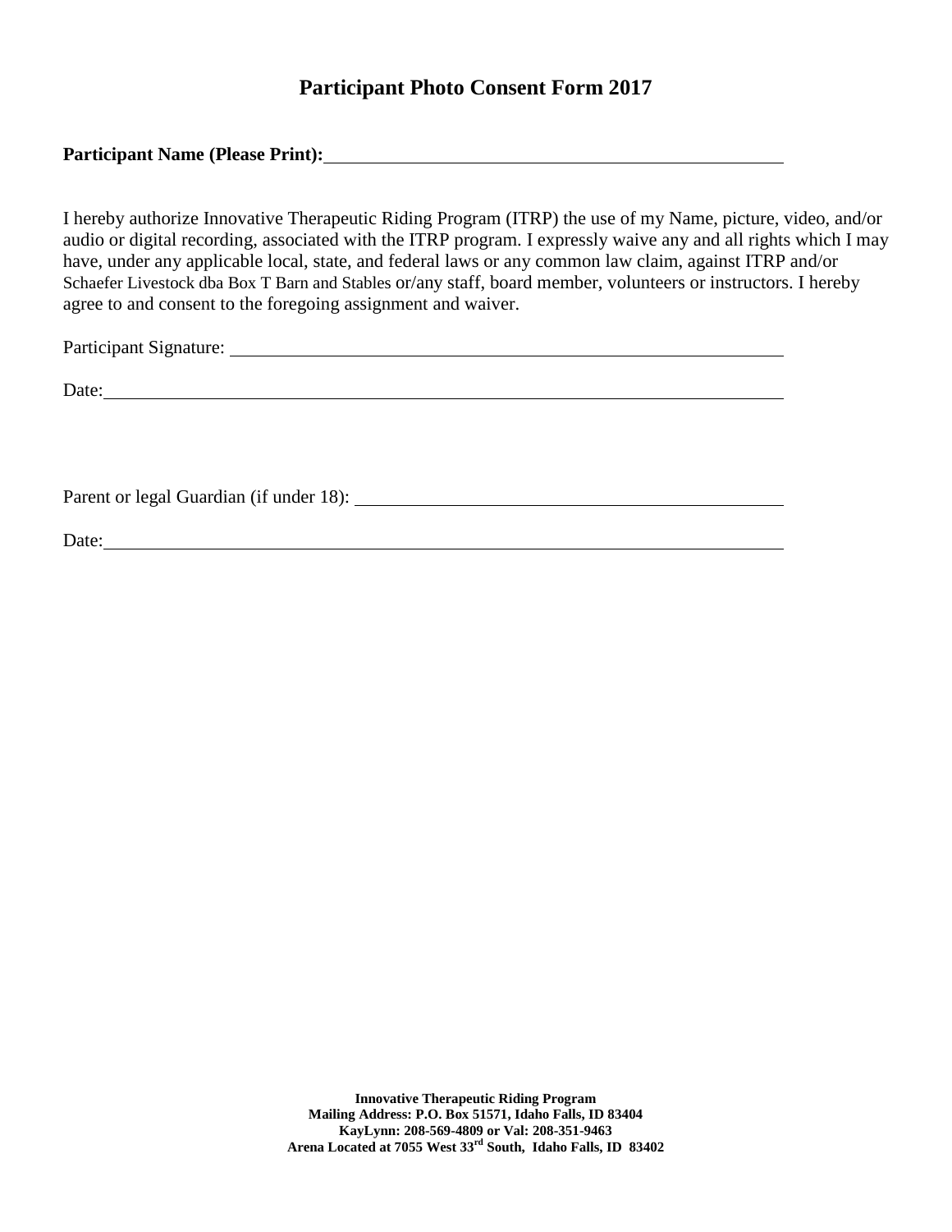# Participant Photo Consent Form 2017

**Participant Name (Please Print):**\_\_\_\_\_\_\_\_\_\_\_\_\_\_\_\_\_\_\_\_\_\_\_\_\_\_\_\_\_\_\_\_\_\_\_\_\_\_\_\_\_\_\_\_

I hereby authorize Innovative Therapeutic Riding Program (ITRP) the use of my Name, picture, video, and/or audio or digital recording, associated with the ITRP program. I expressly waive any and all rights which I may have, under any applicable local, state, and federal laws or any common law claim, against ITRP and/or Schaefer Livestock dba Box T Barn and Stables or/any staff, board member, volunteers or instructors. I hereby agree to and consent to the foregoing assignment and waiver.

Participant Signature: \_\_\_\_\_\_\_\_\_\_\_\_\_\_\_\_\_\_\_\_\_\_\_\_\_\_\_\_\_\_\_\_\_\_\_\_\_\_\_\_\_\_\_\_\_\_\_\_\_\_

Date:\_\_\_\_\_\_\_\_\_\_\_\_\_\_\_\_\_\_\_\_\_\_\_\_\_\_\_\_\_\_\_\_\_\_\_\_\_\_\_\_\_\_\_\_\_\_\_\_\_\_\_\_\_\_\_\_\_\_\_\_

Parent or legal Guardian (if under 18): \_\_\_\_\_\_\_\_\_\_\_\_\_\_\_\_\_\_\_\_\_\_\_\_\_\_\_\_\_\_\_\_\_\_\_\_\_\_

Date:\_\_\_\_\_\_\_\_\_\_\_\_\_\_\_\_\_\_\_\_\_\_\_\_\_\_\_\_\_\_\_\_\_\_\_\_\_\_\_\_\_\_\_\_\_\_\_\_\_\_\_\_\_\_\_\_\_\_\_\_

**Innovative Therapeutic Riding Program**
**Mailing Address: P.O. Box 51571, Idaho Falls, ID 83404**
**KayLynn: 208-569-4809 or Val: 208-351-9463**
**Arena Located at 7055 West 33rd South, Idaho Falls, ID 83402**